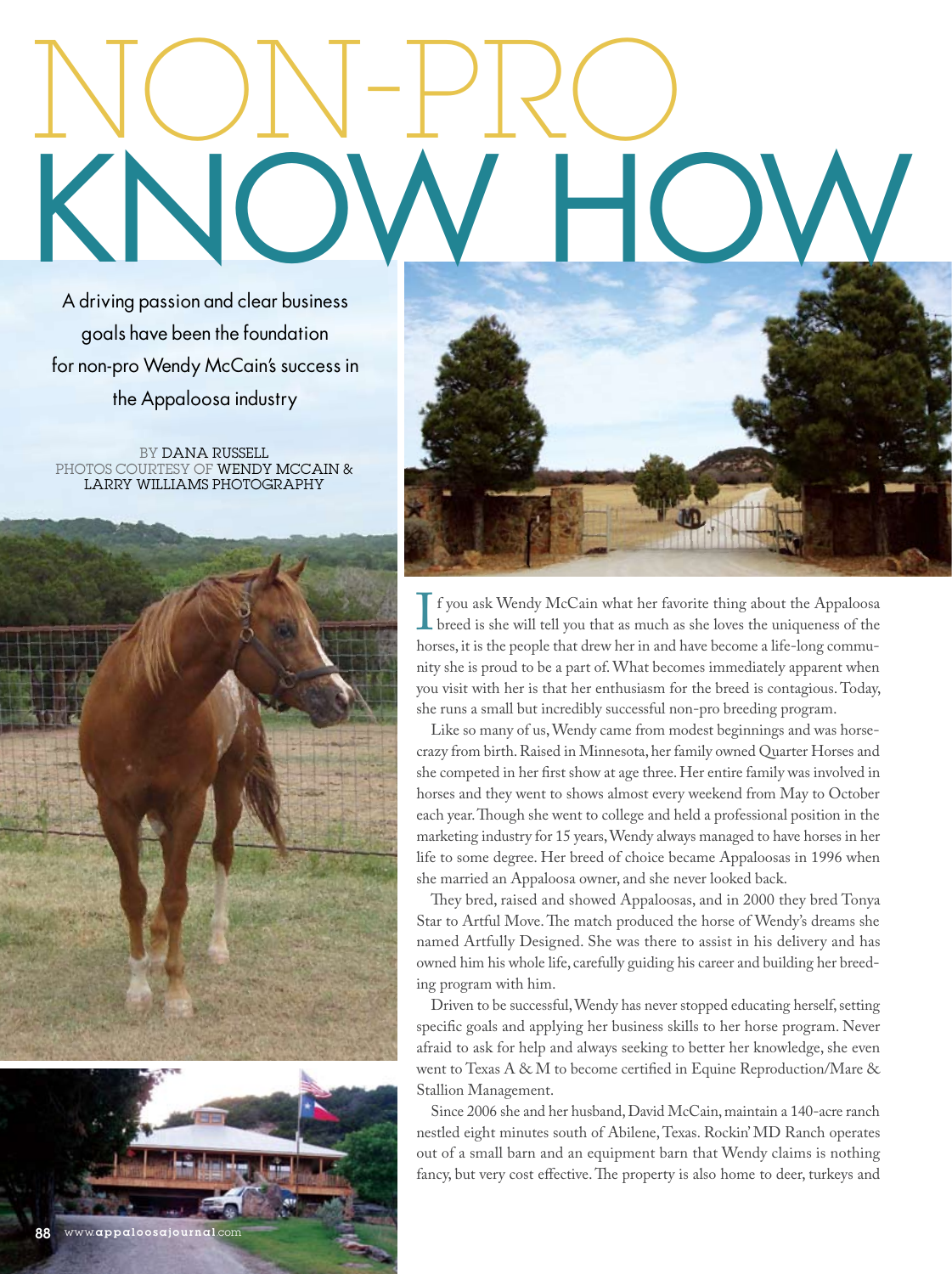# NON-PRO KNOW HOW

A driving passion and clear business goals have been the foundation for non-pro Wendy McCain's success in the Appaloosa industry

BY DANA RUSSELL
PHOTOS COURTESY OF WENDY MCCAIN & LARRY WILLIAMS PHOTOGRAPHY

If you ask Wendy McCain what her favorite thing about the Appaloosa breed is she will tell you that as much as she loves the uniqueness of the horses, it is the people that drew her in and have become a life-long community she is proud to be a part of. What becomes immediately apparent when you visit with her is that her enthusiasm for the breed is contagious. Today, she runs a small but incredibly successful non-pro breeding program.

Like so many of us, Wendy came from modest beginnings and was horse-crazy from birth. Raised in Minnesota, her family owned Quarter Horses and she competed in her first show at age three. Her entire family was involved in horses and they went to shows almost every weekend from May to October each year. Though she went to college and held a professional position in the marketing industry for 15 years, Wendy always managed to have horses in her life to some degree. Her breed of choice became Appaloosas in 1996 when she married an Appaloosa owner, and she never looked back.

They bred, raised and showed Appaloosas, and in 2000 they bred Tonya Star to Artful Move. The match produced the horse of Wendy's dreams she named Artfully Designed. She was there to assist in his delivery and has owned him his whole life, carefully guiding his career and building her breeding program with him.

Driven to be successful, Wendy has never stopped educating herself, setting specific goals and applying her business skills to her horse program. Never afraid to ask for help and always seeking to better her knowledge, she even went to Texas A & M to become certified in Equine Reproduction/Mare & Stallion Management.

Since 2006 she and her husband, David McCain, maintain a 140-acre ranch nestled eight minutes south of Abilene, Texas. Rockin' MD Ranch operates out of a small barn and an equipment barn that Wendy claims is nothing fancy, but very cost effective. The property is also home to deer, turkeys and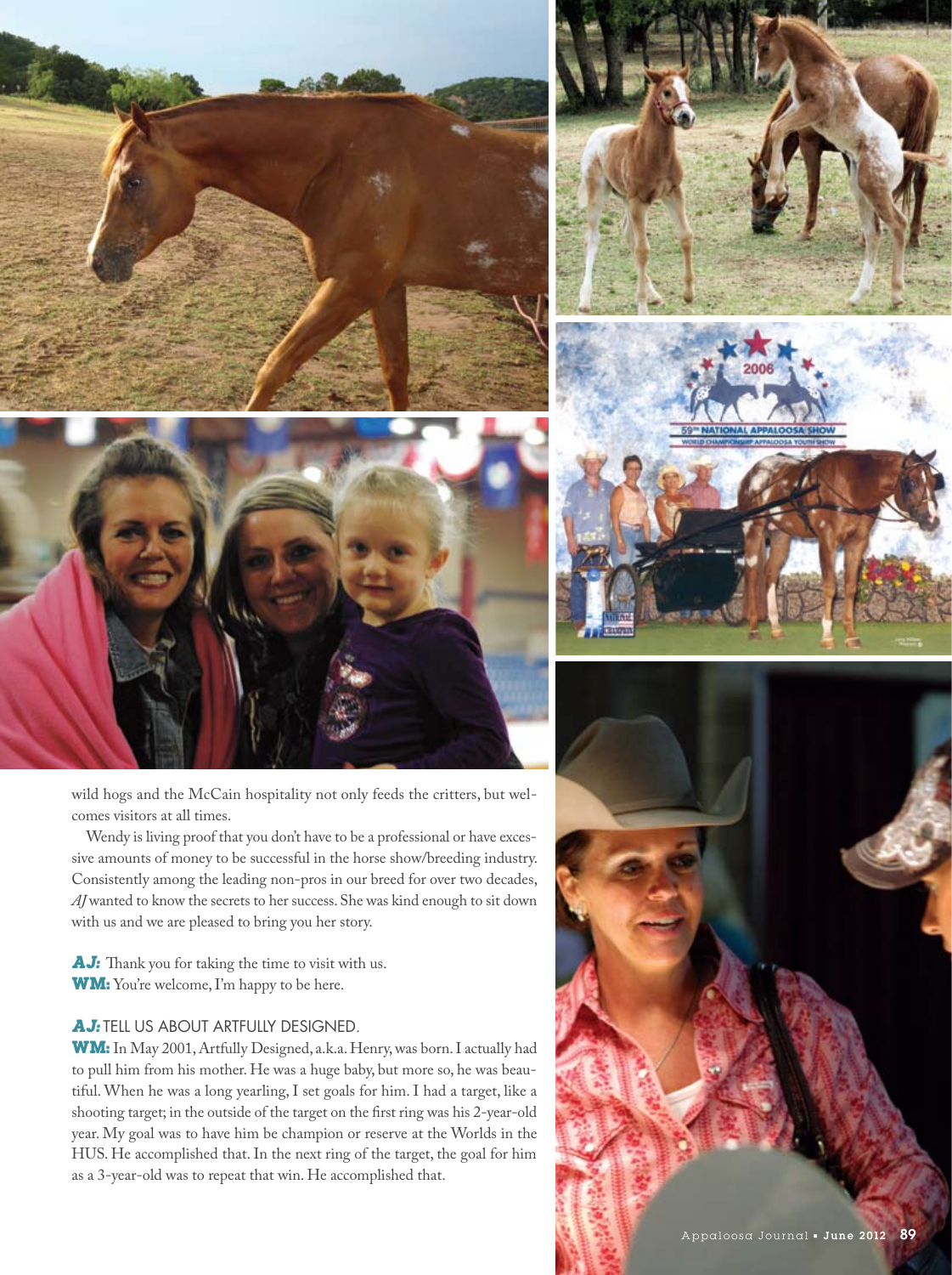wild hogs and the McCain hospitality not only feeds the critters, but welcomes visitors at all times.

Wendy is living proof that you don't have to be a professional or have excessive amounts of money to be successful in the horse show/breeding industry. Consistently among the leading non-pros in our breed for over two decades, *AJ* wanted to know the secrets to her success. She was kind enough to sit down with us and we are pleased to bring you her story.

**AJ:** Thank you for taking the time to visit with us.
**WM:** You're welcome, I'm happy to be here.

**AJ:** TELL US ABOUT ARTFULLY DESIGNED.
**WM:** In May 2001, Artfully Designed, a.k.a. Henry, was born. I actually had to pull him from his mother. He was a huge baby, but more so, he was beautiful. When he was a long yearling, I set goals for him. I had a target, like a shooting target; in the outside of the target on the first ring was his 2-year-old year. My goal was to have him be champion or reserve at the Worlds in the HUS. He accomplished that. In the next ring of the target, the goal for him as a 3-year-old was to repeat that win. He accomplished that.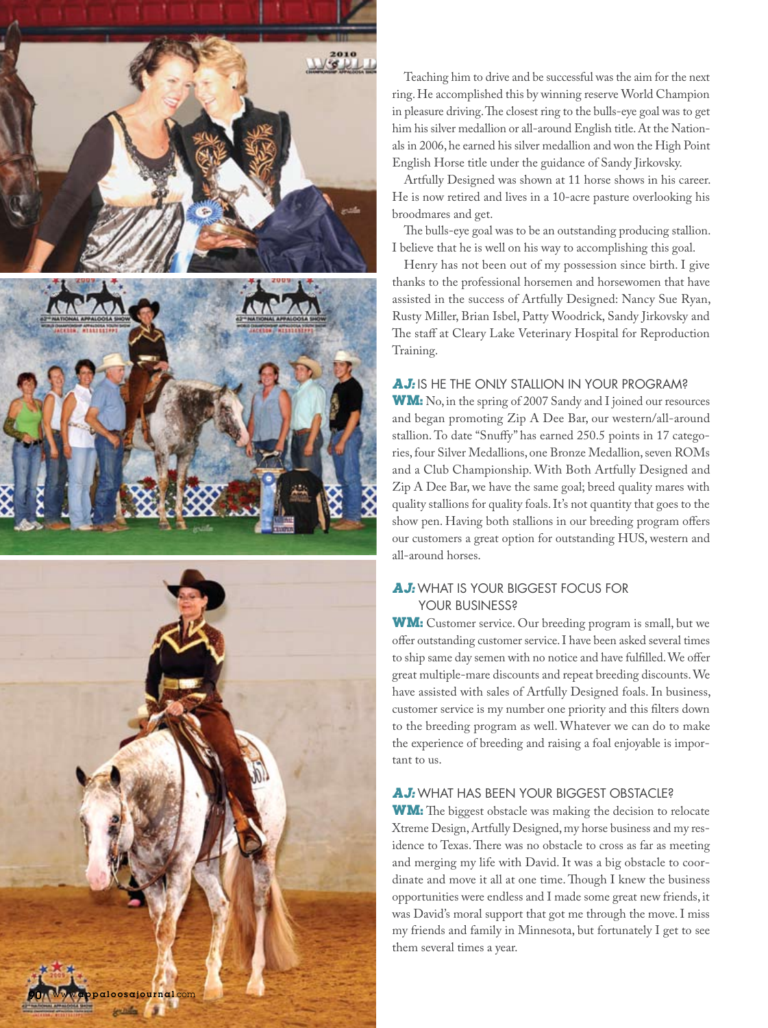Teaching him to drive and be successful was the aim for the next ring. He accomplished this by winning reserve World Champion in pleasure driving. The closest ring to the bulls-eye goal was to get him his silver medallion or all-around English title. At the Nationals in 2006, he earned his silver medallion and won the High Point English Horse title under the guidance of Sandy Jirkovsky.

Artfully Designed was shown at 11 horse shows in his career. He is now retired and lives in a 10-acre pasture overlooking his broodmares and get.

The bulls-eye goal was to be an outstanding producing stallion. I believe that he is well on his way to accomplishing this goal.

Henry has not been out of my possession since birth. I give thanks to the professional horsemen and horsewomen that have assisted in the success of Artfully Designed: Nancy Sue Ryan, Rusty Miller, Brian Isbel, Patty Woodrick, Sandy Jirkovsky and The staff at Cleary Lake Veterinary Hospital for Reproduction Training.

### AJ: IS HE THE ONLY STALLION IN YOUR PROGRAM?

**WM:** No, in the spring of 2007 Sandy and I joined our resources and began promoting Zip A Dee Bar, our western/all-around stallion. To date "Snuffy" has earned 250.5 points in 17 categories, four Silver Medallions, one Bronze Medallion, seven ROMs and a Club Championship. With Both Artfully Designed and Zip A Dee Bar, we have the same goal; breed quality mares with quality stallions for quality foals. It's not quantity that goes to the show pen. Having both stallions in our breeding program offers our customers a great option for outstanding HUS, western and all-around horses.

### AJ: WHAT IS YOUR BIGGEST FOCUS FOR YOUR BUSINESS?

**WM:** Customer service. Our breeding program is small, but we offer outstanding customer service. I have been asked several times to ship same day semen with no notice and have fulfilled. We offer great multiple-mare discounts and repeat breeding discounts. We have assisted with sales of Artfully Designed foals. In business, customer service is my number one priority and this filters down to the breeding program as well. Whatever we can do to make the experience of breeding and raising a foal enjoyable is important to us.

### AJ: WHAT HAS BEEN YOUR BIGGEST OBSTACLE?

**WM:** The biggest obstacle was making the decision to relocate Xtreme Design, Artfully Designed, my horse business and my residence to Texas. There was no obstacle to cross as far as meeting and merging my life with David. It was a big obstacle to coordinate and move it all at one time. Though I knew the business opportunities were endless and I made some great new friends, it was David's moral support that got me through the move. I miss my friends and family in Minnesota, but fortunately I get to see them several times a year.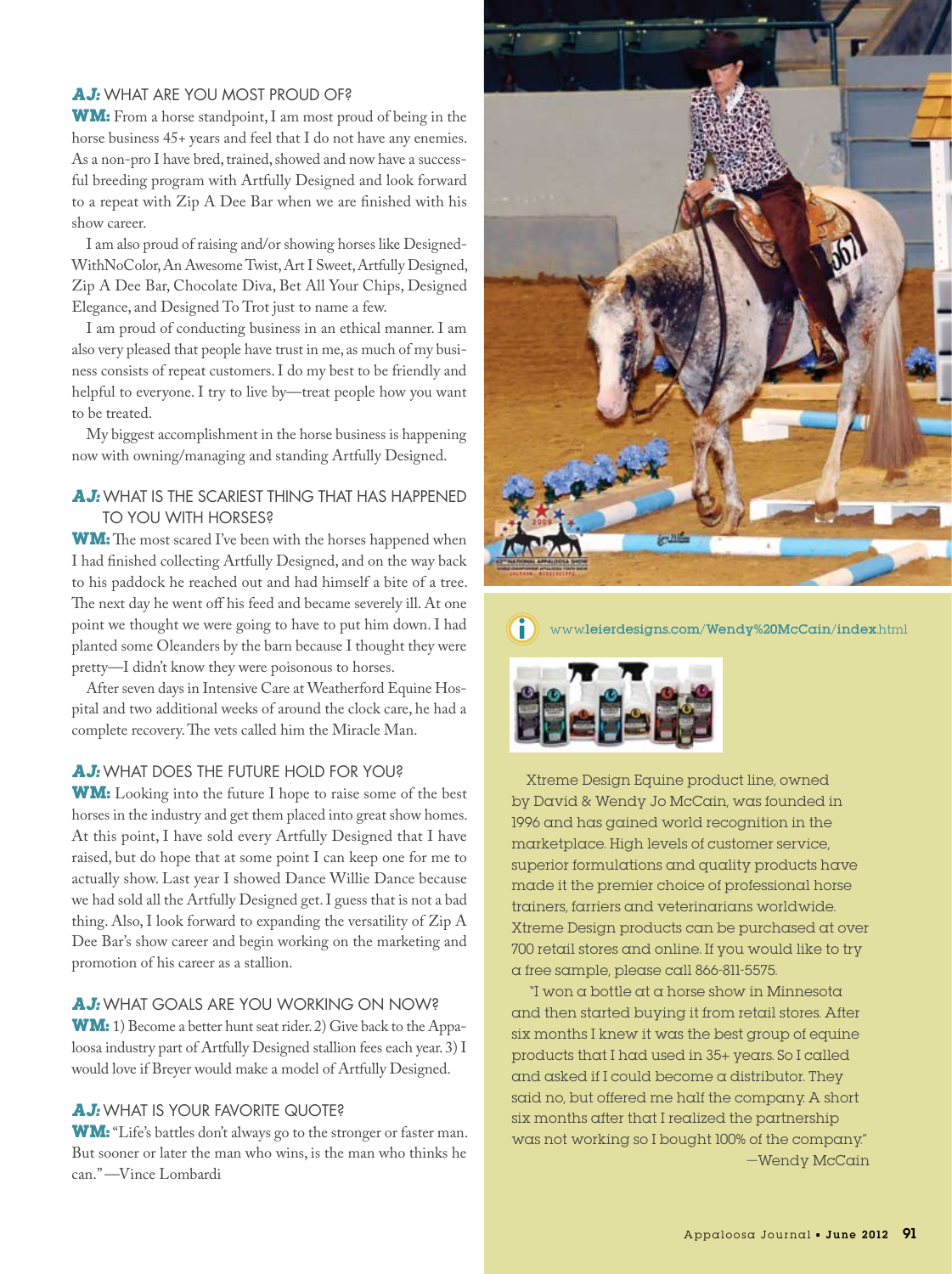### AJ: WHAT ARE YOU MOST PROUD OF?

**WM:** From a horse standpoint, I am most proud of being in the horse business 45+ years and feel that I do not have any enemies. As a non-pro I have bred, trained, showed and now have a successful breeding program with Artfully Designed and look forward to a repeat with Zip A Dee Bar when we are finished with his show career.

I am also proud of raising and/or showing horses like DesignedWithNoColor, An Awesome Twist, Art I Sweet, Artfully Designed, Zip A Dee Bar, Chocolate Diva, Bet All Your Chips, Designed Elegance, and Designed To Trot just to name a few.

I am proud of conducting business in an ethical manner. I am also very pleased that people have trust in me, as much of my business consists of repeat customers. I do my best to be friendly and helpful to everyone. I try to live by—treat people how you want to be treated.

My biggest accomplishment in the horse business is happening now with owning/managing and standing Artfully Designed.

### AJ: WHAT IS THE SCARIEST THING THAT HAS HAPPENED TO YOU WITH HORSES?

**WM:** The most scared I've been with the horses happened when I had finished collecting Artfully Designed, and on the way back to his paddock he reached out and had himself a bite of a tree. The next day he went off his feed and became severely ill. At one point we thought we were going to have to put him down. I had planted some Oleanders by the barn because I thought they were pretty—I didn't know they were poisonous to horses.

After seven days in Intensive Care at Weatherford Equine Hospital and two additional weeks of around the clock care, he had a complete recovery. The vets called him the Miracle Man.

### AJ: WHAT DOES THE FUTURE HOLD FOR YOU?

**WM:** Looking into the future I hope to raise some of the best horses in the industry and get them placed into great show homes. At this point, I have sold every Artfully Designed that I have raised, but do hope that at some point I can keep one for me to actually show. Last year I showed Dance Willie Dance because we had sold all the Artfully Designed get. I guess that is not a bad thing. Also, I look forward to expanding the versatility of Zip A Dee Bar's show career and begin working on the marketing and promotion of his career as a stallion.

### AJ: WHAT GOALS ARE YOU WORKING ON NOW?

**WM:** 1) Become a better hunt seat rider. 2) Give back to the Appaloosa industry part of Artfully Designed stallion fees each year. 3) I would love if Breyer would make a model of Artfully Designed.

### AJ: WHAT IS YOUR FAVORITE QUOTE?

**WM:** "Life's battles don't always go to the stronger or faster man. But sooner or later the man who wins, is the man who thinks he can." —Vince Lombardi

www.leierdesigns.com/Wendy%20McCain/index.html

Xtreme Design Equine product line, owned by David & Wendy Jo McCain, was founded in 1996 and has gained world recognition in the marketplace. High levels of customer service, superior formulations and quality products have made it the premier choice of professional horse trainers, farriers and veterinarians worldwide. Xtreme Design products can be purchased at over 700 retail stores and online. If you would like to try a free sample, please call 866-811-5575.

"I won a bottle at a horse show in Minnesota and then started buying it from retail stores. After six months I knew it was the best group of equine products that I had used in 35+ years. So I called and asked if I could become a distributor. They said no, but offered me half the company. A short six months after that I realized the partnership was not working so I bought 100% of the company."
—Wendy McCain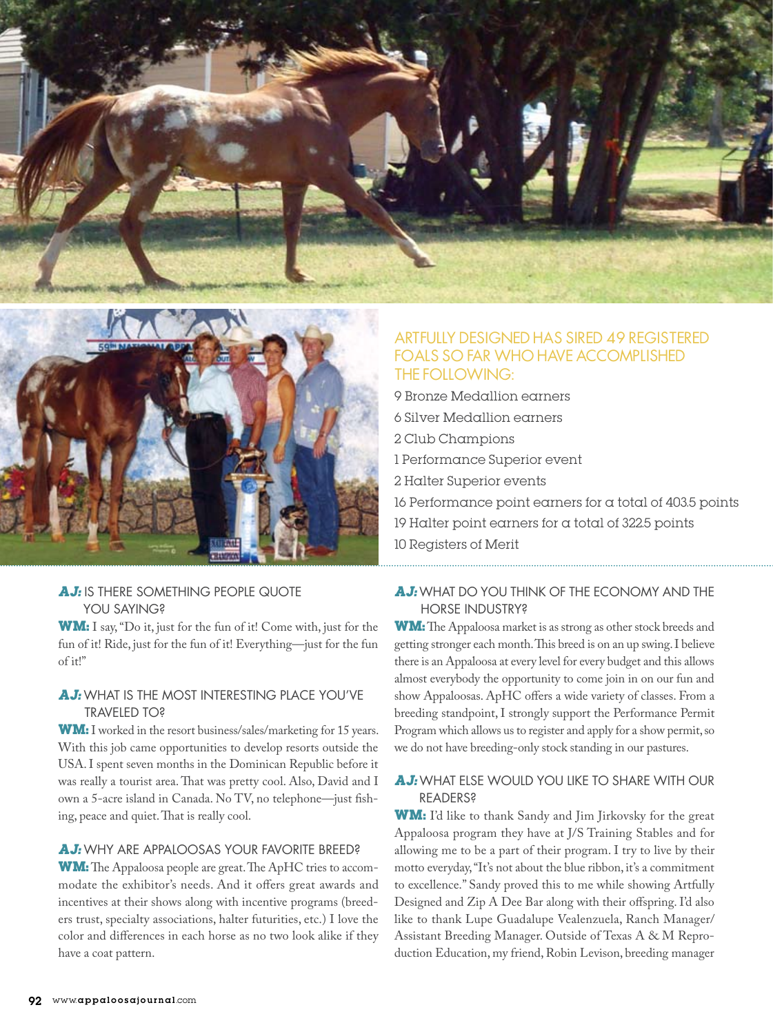### ARTFULLY DESIGNED HAS SIRED 49 REGISTERED FOALS SO FAR WHO HAVE ACCOMPLISHED THE FOLLOWING:

9 Bronze Medallion earners

6 Silver Medallion earners

2 Club Champions

1 Performance Superior event

2 Halter Superior events

16 Performance point earners for a total of 403.5 points

19 Halter point earners for a total of 322.5 points

10 Registers of Merit

### AJ: IS THERE SOMETHING PEOPLE QUOTE YOU SAYING?

**WM:** I say, "Do it, just for the fun of it! Come with, just for the fun of it! Ride, just for the fun of it! Everything—just for the fun of it!"

### AJ: WHAT IS THE MOST INTERESTING PLACE YOU'VE TRAVELED TO?

**WM:** I worked in the resort business/sales/marketing for 15 years. With this job came opportunities to develop resorts outside the USA. I spent seven months in the Dominican Republic before it was really a tourist area. That was pretty cool. Also, David and I own a 5-acre island in Canada. No TV, no telephone—just fishing, peace and quiet. That is really cool.

### AJ: WHY ARE APPALOOSAS YOUR FAVORITE BREED?

**WM:** The Appaloosa people are great. The ApHC tries to accommodate the exhibitor's needs. And it offers great awards and incentives at their shows along with incentive programs (breeders trust, specialty associations, halter futurities, etc.) I love the color and differences in each horse as no two look alike if they have a coat pattern.

### AJ: WHAT DO YOU THINK OF THE ECONOMY AND THE HORSE INDUSTRY?

**WM:** The Appaloosa market is as strong as other stock breeds and getting stronger each month. This breed is on an up swing. I believe there is an Appaloosa at every level for every budget and this allows almost everybody the opportunity to come join in on our fun and show Appaloosas. ApHC offers a wide variety of classes. From a breeding standpoint, I strongly support the Performance Permit Program which allows us to register and apply for a show permit, so we do not have breeding-only stock standing in our pastures.

### AJ: WHAT ELSE WOULD YOU LIKE TO SHARE WITH OUR READERS?

**WM:** I'd like to thank Sandy and Jim Jirkovsky for the great Appaloosa program they have at J/S Training Stables and for allowing me to be a part of their program. I try to live by their motto everyday, "It's not about the blue ribbon, it's a commitment to excellence." Sandy proved this to me while showing Artfully Designed and Zip A Dee Bar along with their offspring. I'd also like to thank Lupe Guadalupe Vealenzuela, Ranch Manager/Assistant Breeding Manager. Outside of Texas A & M Reproduction Education, my friend, Robin Levison, breeding manager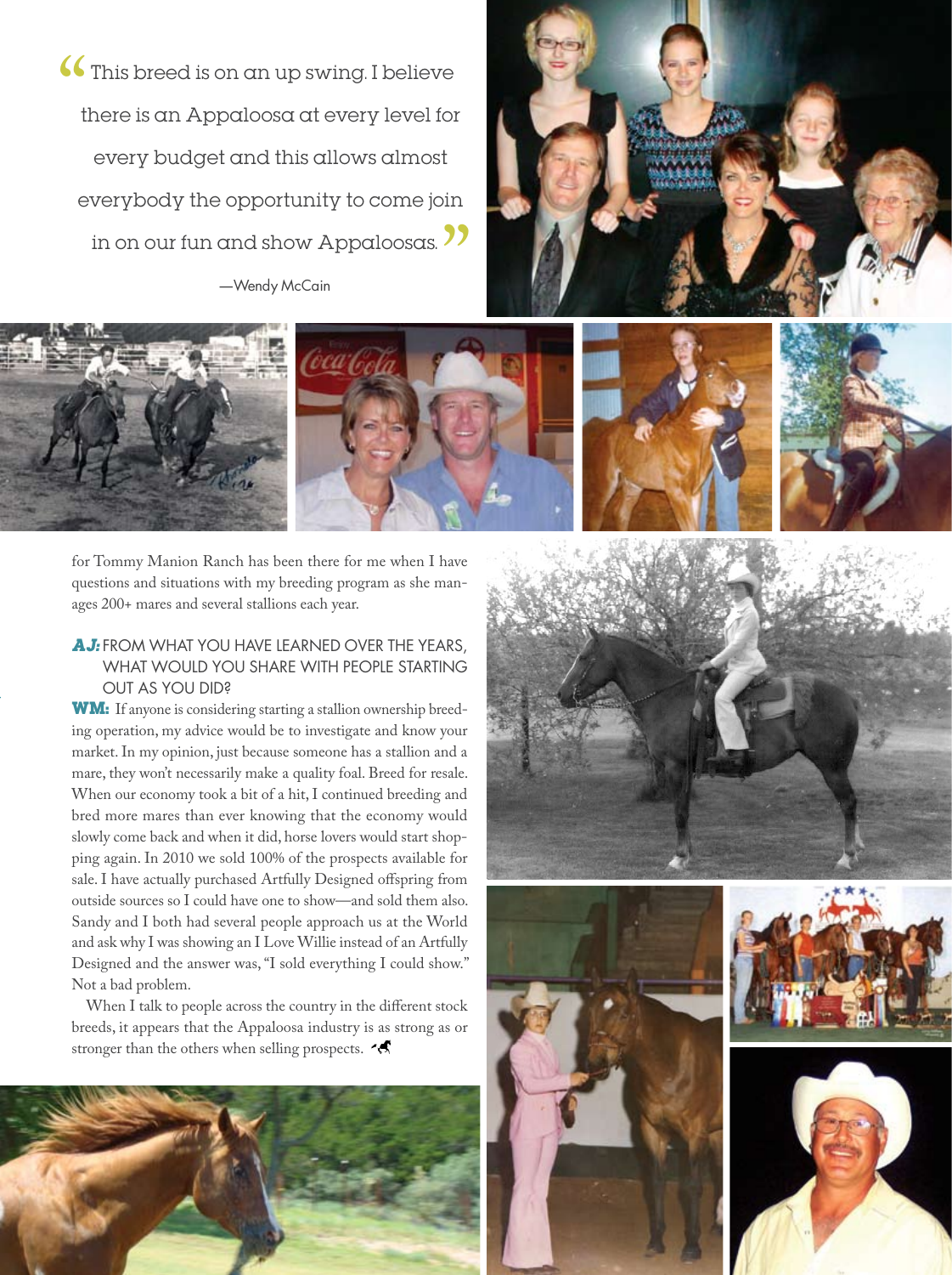> "This breed is on an up swing. I believe there is an Appaloosa at every level for every budget and this allows almost everybody the opportunity to come join in on our fun and show Appaloosas."
>
> —Wendy McCain

for Tommy Manion Ranch has been there for me when I have questions and situations with my breeding program as she manages 200+ mares and several stallions each year.

**AJ:** FROM WHAT YOU HAVE LEARNED OVER THE YEARS, WHAT WOULD YOU SHARE WITH PEOPLE STARTING OUT AS YOU DID?

**WM:** If anyone is considering starting a stallion ownership breeding operation, my advice would be to investigate and know your market. In my opinion, just because someone has a stallion and a mare, they won't necessarily make a quality foal. Breed for resale. When our economy took a bit of a hit, I continued breeding and bred more mares than ever knowing that the economy would slowly come back and when it did, horse lovers would start shopping again. In 2010 we sold 100% of the prospects available for sale. I have actually purchased Artfully Designed offspring from outside sources so I could have one to show—and sold them also. Sandy and I both had several people approach us at the World and ask why I was showing an I Love Willie instead of an Artfully Designed and the answer was, "I sold everything I could show." Not a bad problem.

When I talk to people across the country in the different stock breeds, it appears that the Appaloosa industry is as strong as or stronger than the others when selling prospects.